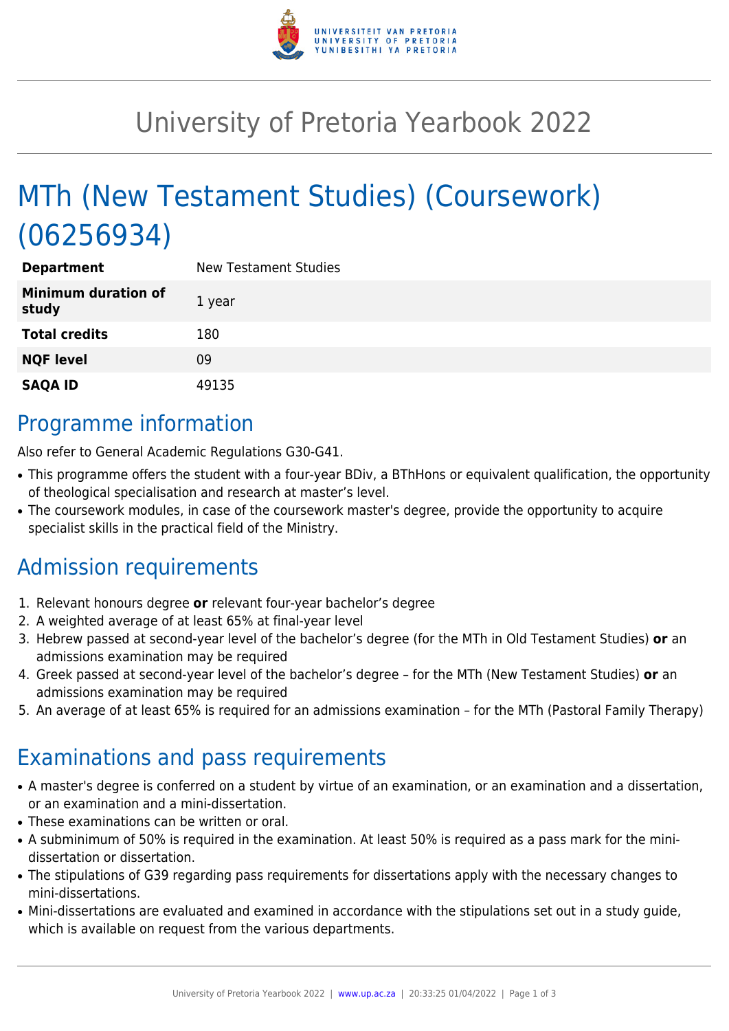# University of Pretoria Yearbook 2022

# MTh (New Testament Studies) (Coursework) (06256934)

| | |
|---|---|
| **Department** | New Testament Studies |
| **Minimum duration of study** | 1 year |
| **Total credits** | 180 |
| **NQF level** | 09 |
| **SAQA ID** | 49135 |

## Programme information

Also refer to General Academic Regulations G30-G41.

- This programme offers the student with a four-year BDiv, a BThHons or equivalent qualification, the opportunity of theological specialisation and research at master's level.
- The coursework modules, in case of the coursework master's degree, provide the opportunity to acquire specialist skills in the practical field of the Ministry.

## Admission requirements

1. Relevant honours degree **or** relevant four-year bachelor's degree
2. A weighted average of at least 65% at final-year level
3. Hebrew passed at second-year level of the bachelor's degree (for the MTh in Old Testament Studies) **or** an admissions examination may be required
4. Greek passed at second-year level of the bachelor's degree – for the MTh (New Testament Studies) **or** an admissions examination may be required
5. An average of at least 65% is required for an admissions examination – for the MTh (Pastoral Family Therapy)

## Examinations and pass requirements

- A master's degree is conferred on a student by virtue of an examination, or an examination and a dissertation, or an examination and a mini-dissertation.
- These examinations can be written or oral.
- A subminimum of 50% is required in the examination. At least 50% is required as a pass mark for the mini-dissertation or dissertation.
- The stipulations of G39 regarding pass requirements for dissertations apply with the necessary changes to mini-dissertations.
- Mini-dissertations are evaluated and examined in accordance with the stipulations set out in a study guide, which is available on request from the various departments.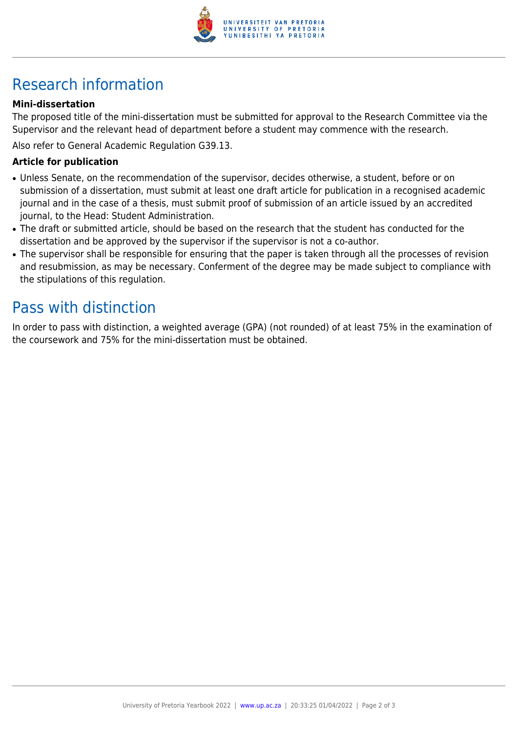# Research information

### Mini-dissertation

The proposed title of the mini-dissertation must be submitted for approval to the Research Committee via the Supervisor and the relevant head of department before a student may commence with the research.

Also refer to General Academic Regulation G39.13.

### Article for publication

- Unless Senate, on the recommendation of the supervisor, decides otherwise, a student, before or on submission of a dissertation, must submit at least one draft article for publication in a recognised academic journal and in the case of a thesis, must submit proof of submission of an article issued by an accredited journal, to the Head: Student Administration.
- The draft or submitted article, should be based on the research that the student has conducted for the dissertation and be approved by the supervisor if the supervisor is not a co-author.
- The supervisor shall be responsible for ensuring that the paper is taken through all the processes of revision and resubmission, as may be necessary. Conferment of the degree may be made subject to compliance with the stipulations of this regulation.

# Pass with distinction

In order to pass with distinction, a weighted average (GPA) (not rounded) of at least 75% in the examination of the coursework and 75% for the mini-dissertation must be obtained.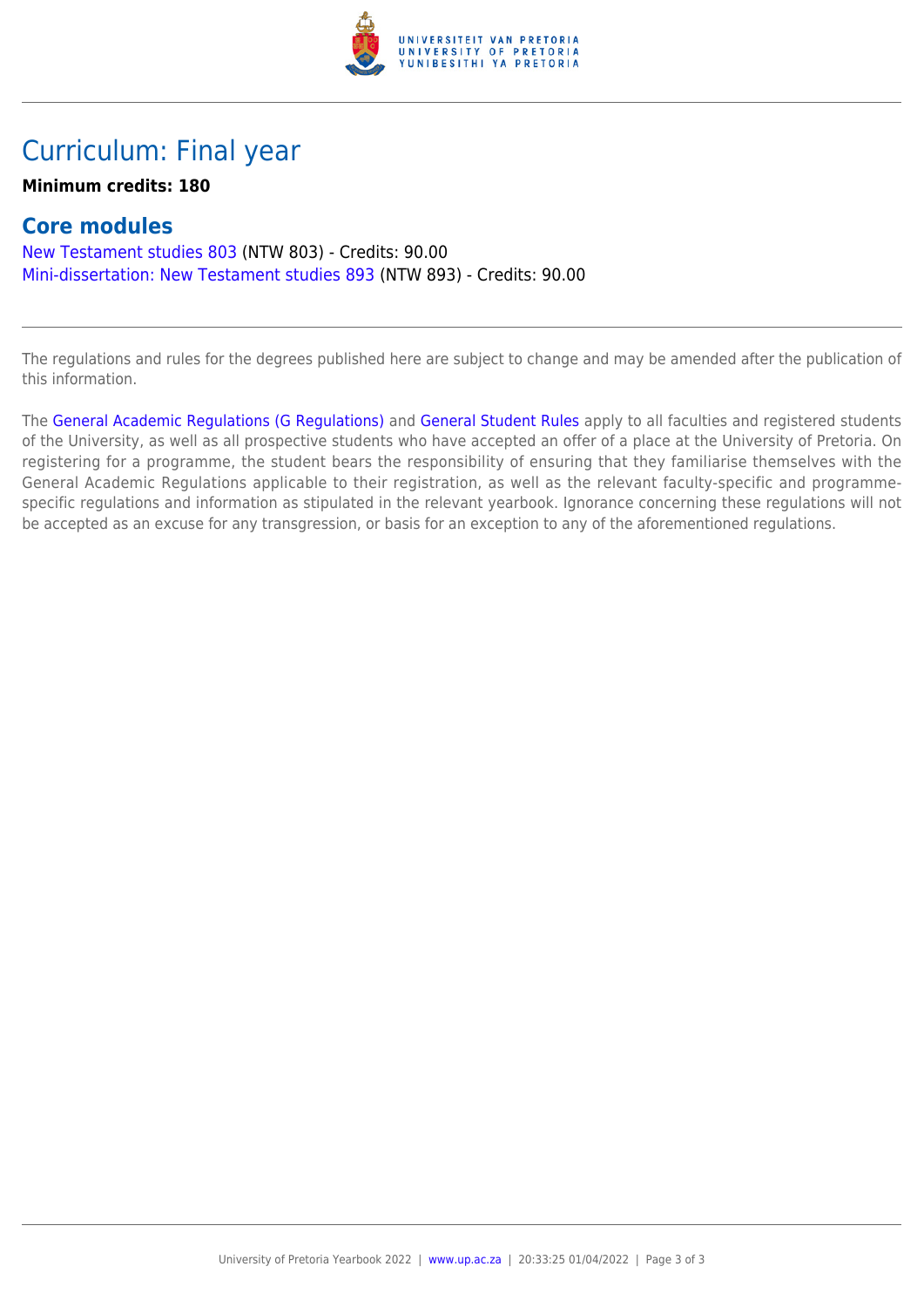## Curriculum: Final year

**Minimum credits: 180**

### Core modules

New Testament studies 803 (NTW 803) - Credits: 90.00
Mini-dissertation: New Testament studies 893 (NTW 893) - Credits: 90.00

---

The regulations and rules for the degrees published here are subject to change and may be amended after the publication of this information.

The General Academic Regulations (G Regulations) and General Student Rules apply to all faculties and registered students of the University, as well as all prospective students who have accepted an offer of a place at the University of Pretoria. On registering for a programme, the student bears the responsibility of ensuring that they familiarise themselves with the General Academic Regulations applicable to their registration, as well as the relevant faculty-specific and programme-specific regulations and information as stipulated in the relevant yearbook. Ignorance concerning these regulations will not be accepted as an excuse for any transgression, or basis for an exception to any of the aforementioned regulations.